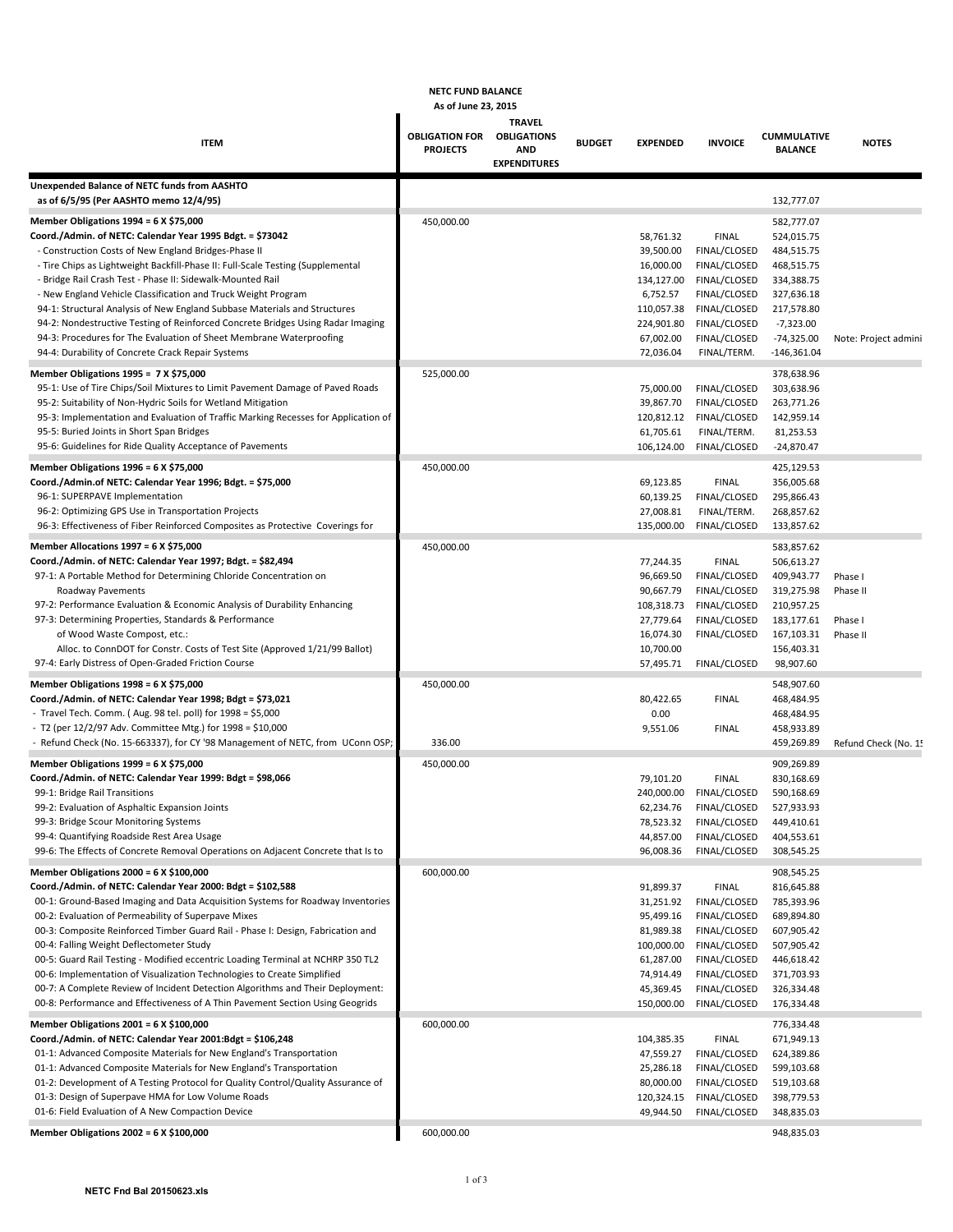**NETC FUND BALANCE**

**As of June 23, 2015**

| ITEM | OBLIGATION FOR PROJECTS | TRAVEL OBLIGATIONS AND EXPENDITURES | BUDGET | EXPENDED | INVOICE | CUMMULATIVE BALANCE | NOTES |
|---|---|---|---|---|---|---|---|
| **Unexpended Balance of NETC funds from AASHTO as of 6/5/95 (Per AASHTO memo 12/4/95)** | | | | | | 132,777.07 | |
| **Member Obligations 1994 = 6 X $75,000** | 450,000.00 | | | | | 582,777.07 | |
| **Coord./Admin. of NETC: Calendar Year 1995 Bdgt. = $73042** | | | | 58,761.32 | FINAL | 524,015.75 | |
| - Construction Costs of New England Bridges-Phase II | | | | 39,500.00 | FINAL/CLOSED | 484,515.75 | |
| - Tire Chips as Lightweight Backfill-Phase II: Full-Scale Testing (Supplemental | | | | 16,000.00 | FINAL/CLOSED | 468,515.75 | |
| - Bridge Rail Crash Test - Phase II: Sidewalk-Mounted Rail | | | | 134,127.00 | FINAL/CLOSED | 334,388.75 | |
| - New England Vehicle Classification and Truck Weight Program | | | | 6,752.57 | FINAL/CLOSED | 327,636.18 | |
| 94-1: Structural Analysis of New England Subbase Materials and Structures | | | | 110,057.38 | FINAL/CLOSED | 217,578.80 | |
| 94-2: Nondestructive Testing of Reinforced Concrete Bridges Using Radar Imaging | | | | 224,901.80 | FINAL/CLOSED | -7,323.00 | |
| 94-3: Procedures for The Evaluation of Sheet Membrane Waterproofing | | | | 67,002.00 | FINAL/CLOSED | -74,325.00 | Note: Project admini |
| 94-4: Durability of Concrete Crack Repair Systems | | | | 72,036.04 | FINAL/TERM. | -146,361.04 | |
| **Member Obligations 1995 = 7 X $75,000** | 525,000.00 | | | | | 378,638.96 | |
| 95-1: Use of Tire Chips/Soil Mixtures to Limit Pavement Damage of Paved Roads | | | | 75,000.00 | FINAL/CLOSED | 303,638.96 | |
| 95-2: Suitability of Non-Hydric Soils for Wetland Mitigation | | | | 39,867.70 | FINAL/CLOSED | 263,771.26 | |
| 95-3: Implementation and Evaluation of Traffic Marking Recesses for Application of | | | | 120,812.12 | FINAL/CLOSED | 142,959.14 | |
| 95-5: Buried Joints in Short Span Bridges | | | | 61,705.61 | FINAL/TERM. | 81,253.53 | |
| 95-6: Guidelines for Ride Quality Acceptance of Pavements | | | | 106,124.00 | FINAL/CLOSED | -24,870.47 | |
| **Member Obligations 1996 = 6 X $75,000** | 450,000.00 | | | | | 425,129.53 | |
| **Coord./Admin.of NETC: Calendar Year 1996; Bdgt. = $75,000** | | | | 69,123.85 | FINAL | 356,005.68 | |
| 96-1: SUPERPAVE Implementation | | | | 60,139.25 | FINAL/CLOSED | 295,866.43 | |
| 96-2: Optimizing GPS Use in Transportation Projects | | | | 27,008.81 | FINAL/TERM. | 268,857.62 | |
| 96-3: Effectiveness of Fiber Reinforced Composites as Protective Coverings for | | | | 135,000.00 | FINAL/CLOSED | 133,857.62 | |
| **Member Allocations 1997 = 6 X $75,000** | 450,000.00 | | | | | 583,857.62 | |
| **Coord./Admin. of NETC: Calendar Year 1997; Bdgt. = $82,494** | | | | 77,244.35 | FINAL | 506,613.27 | |
| 97-1: A Portable Method for Determining Chloride Concentration on | | | | 96,669.50 | FINAL/CLOSED | 409,943.77 | Phase I |
| Roadway Pavements | | | | 90,667.79 | FINAL/CLOSED | 319,275.98 | Phase II |
| 97-2: Performance Evaluation & Economic Analysis of Durability Enhancing | | | | 108,318.73 | FINAL/CLOSED | 210,957.25 | |
| 97-3: Determining Properties, Standards & Performance | | | | 27,779.64 | FINAL/CLOSED | 183,177.61 | Phase I |
| of Wood Waste Compost, etc.: | | | | 16,074.30 | FINAL/CLOSED | 167,103.31 | Phase II |
| Alloc. to ConnDOT for Constr. Costs of Test Site (Approved 1/21/99 Ballot) | | | | 10,700.00 | | 156,403.31 | |
| 97-4: Early Distress of Open-Graded Friction Course | | | | 57,495.71 | FINAL/CLOSED | 98,907.60 | |
| **Member Obligations 1998 = 6 X $75,000** | 450,000.00 | | | | | 548,907.60 | |
| **Coord./Admin. of NETC: Calendar Year 1998; Bdgt = $73,021** | | | | 80,422.65 | FINAL | 468,484.95 | |
| - Travel Tech. Comm. ( Aug. 98 tel. poll) for 1998 = $5,000 | | | | 0.00 | | 468,484.95 | |
| - T2 (per 12/2/97 Adv. Committee Mtg.) for 1998 = $10,000 | | | | 9,551.06 | FINAL | 458,933.89 | |
| - Refund Check (No. 15-663337), for CY '98 Management of NETC, from UConn OSP; | 336.00 | | | | | 459,269.89 | Refund Check (No. 1! |
| **Member Obligations 1999 = 6 X $75,000** | 450,000.00 | | | | | 909,269.89 | |
| **Coord./Admin. of NETC: Calendar Year 1999: Bdgt = $98,066** | | | | 79,101.20 | FINAL | 830,168.69 | |
| 99-1: Bridge Rail Transitions | | | | 240,000.00 | FINAL/CLOSED | 590,168.69 | |
| 99-2: Evaluation of Asphaltic Expansion Joints | | | | 62,234.76 | FINAL/CLOSED | 527,933.93 | |
| 99-3: Bridge Scour Monitoring Systems | | | | 78,523.32 | FINAL/CLOSED | 449,410.61 | |
| 99-4: Quantifying Roadside Rest Area Usage | | | | 44,857.00 | FINAL/CLOSED | 404,553.61 | |
| 99-6: The Effects of Concrete Removal Operations on Adjacent Concrete that Is to | | | | 96,008.36 | FINAL/CLOSED | 308,545.25 | |
| **Member Obligations 2000 = 6 X $100,000** | 600,000.00 | | | | | 908,545.25 | |
| **Coord./Admin. of NETC: Calendar Year 2000: Bdgt = $102,588** | | | | 91,899.37 | FINAL | 816,645.88 | |
| 00-1: Ground-Based Imaging and Data Acquisition Systems for Roadway Inventories | | | | 31,251.92 | FINAL/CLOSED | 785,393.96 | |
| 00-2: Evaluation of Permeability of Superpave Mixes | | | | 95,499.16 | FINAL/CLOSED | 689,894.80 | |
| 00-3: Composite Reinforced Timber Guard Rail - Phase I: Design, Fabrication and | | | | 81,989.38 | FINAL/CLOSED | 607,905.42 | |
| 00-4: Falling Weight Deflectometer Study | | | | 100,000.00 | FINAL/CLOSED | 507,905.42 | |
| 00-5: Guard Rail Testing - Modified eccentric Loading Terminal at NCHRP 350 TL2 | | | | 61,287.00 | FINAL/CLOSED | 446,618.42 | |
| 00-6: Implementation of Visualization Technologies to Create Simplified | | | | 74,914.49 | FINAL/CLOSED | 371,703.93 | |
| 00-7: A Complete Review of Incident Detection Algorithms and Their Deployment: | | | | 45,369.45 | FINAL/CLOSED | 326,334.48 | |
| 00-8: Performance and Effectiveness of A Thin Pavement Section Using Geogrids | | | | 150,000.00 | FINAL/CLOSED | 176,334.48 | |
| **Member Obligations 2001 = 6 X $100,000** | 600,000.00 | | | | | 776,334.48 | |
| **Coord./Admin. of NETC: Calendar Year 2001:Bdgt = $106,248** | | | | 104,385.35 | FINAL | 671,949.13 | |
| 01-1: Advanced Composite Materials for New England's Transportation | | | | 47,559.27 | FINAL/CLOSED | 624,389.86 | |
| 01-1: Advanced Composite Materials for New England's Transportation | | | | 25,286.18 | FINAL/CLOSED | 599,103.68 | |
| 01-2: Development of A Testing Protocol for Quality Control/Quality Assurance of | | | | 80,000.00 | FINAL/CLOSED | 519,103.68 | |
| 01-3: Design of Superpave HMA for Low Volume Roads | | | | 120,324.15 | FINAL/CLOSED | 398,779.53 | |
| 01-6: Field Evaluation of A New Compaction Device | | | | 49,944.50 | FINAL/CLOSED | 348,835.03 | |
| **Member Obligations 2002 = 6 X $100,000** | 600,000.00 | | | | | 948,835.03 | |

NETC Fnd Bal 20150623.xls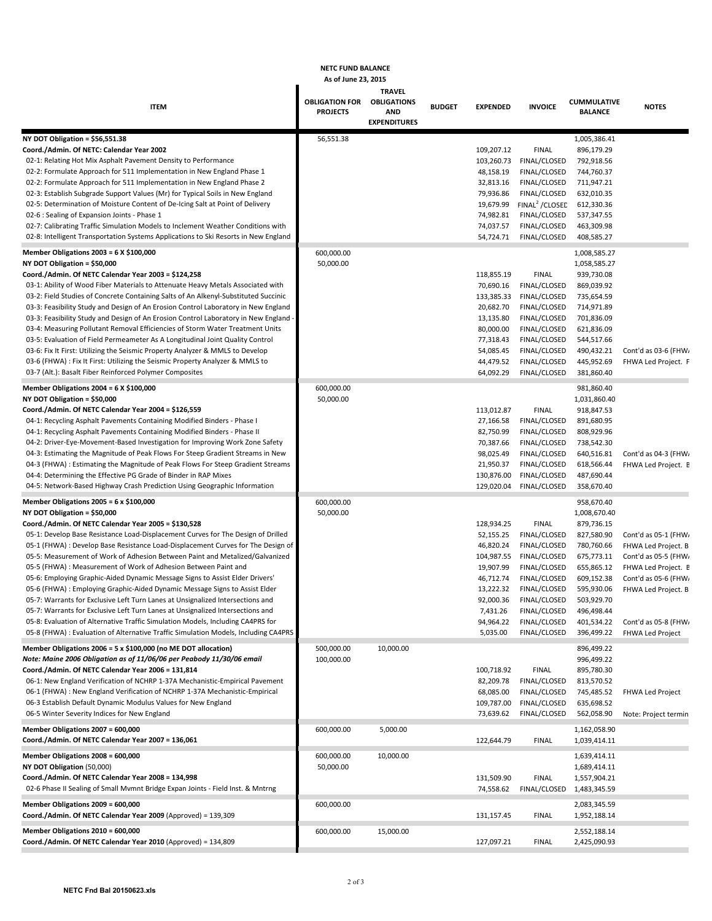**NETC FUND BALANCE**

**As of June 23, 2015**

| ITEM | OBLIGATION FOR PROJECTS | TRAVEL OBLIGATIONS AND EXPENDITURES | BUDGET | EXPENDED | INVOICE | CUMMULATIVE BALANCE | NOTES |
|---|---|---|---|---|---|---|---|
| **NY DOT Obligation = $56,551.38** | 56,551.38 | | | | | 1,005,386.41 | |
| **Coord./Admin. Of NETC: Calendar Year 2002** | | | | 109,207.12 | FINAL | 896,179.29 | |
| 02-1: Relating Hot Mix Asphalt Pavement Density to Performance | | | | 103,260.73 | FINAL/CLOSED | 792,918.56 | |
| 02-2: Formulate Approach for 511 Implementation in New England Phase 1 | | | | 48,158.19 | FINAL/CLOSED | 744,760.37 | |
| 02-2: Formulate Approach for 511 Implementation in New England Phase 2 | | | | 32,813.16 | FINAL/CLOSED | 711,947.21 | |
| 02-3: Establish Subgrade Support Values (Mr) for Typical Soils in New England | | | | 79,936.86 | FINAL/CLOSED | 632,010.35 | |
| 02-5: Determination of Moisture Content of De-Icing Salt at Point of Delivery | | | | 19,679.99 | FINAL[2] /CLOSED | 612,330.36 | |
| 02-6 : Sealing of Expansion Joints - Phase 1 | | | | 74,982.81 | FINAL/CLOSED | 537,347.55 | |
| 02-7: Calibrating Traffic Simulation Models to Inclement Weather Conditions with | | | | 74,037.57 | FINAL/CLOSED | 463,309.98 | |
| 02-8: Intelligent Transportation Systems Applications to Ski Resorts in New England | | | | 54,724.71 | FINAL/CLOSED | 408,585.27 | |
| **Member Obligations 2003 = 6 X $100,000** | 600,000.00 | | | | | 1,008,585.27 | |
| **NY DOT Obligation = $50,000** | 50,000.00 | | | | | 1,058,585.27 | |
| **Coord./Admin. Of NETC Calendar Year 2003 = $124,258** | | | | 118,855.19 | FINAL | 939,730.08 | |
| 03-1: Ability of Wood Fiber Materials to Attenuate Heavy Metals Associated with | | | | 70,690.16 | FINAL/CLOSED | 869,039.92 | |
| 03-2: Field Studies of Concrete Containing Salts of An Alkenyl-Substituted Succinic | | | | 133,385.33 | FINAL/CLOSED | 735,654.59 | |
| 03-3: Feasibility Study and Design of An Erosion Control Laboratory in New England | | | | 20,682.70 | FINAL/CLOSED | 714,971.89 | |
| 03-3: Feasibility Study and Design of An Erosion Control Laboratory in New England - | | | | 13,135.80 | FINAL/CLOSED | 701,836.09 | |
| 03-4: Measuring Pollutant Removal Efficiencies of Storm Water Treatment Units | | | | 80,000.00 | FINAL/CLOSED | 621,836.09 | |
| 03-5: Evaluation of Field Permeameter As A Longitudinal Joint Quality Control | | | | 77,318.43 | FINAL/CLOSED | 544,517.66 | |
| 03-6: Fix It First: Utilizing the Seismic Property Analyzer & MMLS to Develop | | | | 54,085.45 | FINAL/CLOSED | 490,432.21 | Cont'd as 03-6 (FHW |
| 03-6 (FHWA) : Fix It First: Utilizing the Seismic Property Analyzer & MMLS to | | | | 44,479.52 | FINAL/CLOSED | 445,952.69 | FHWA Led Project. F |
| 03-7 (Alt.): Basalt Fiber Reinforced Polymer Composites | | | | 64,092.29 | FINAL/CLOSED | 381,860.40 | |
| **Member Obligations 2004 = 6 X $100,000** | 600,000.00 | | | | | 981,860.40 | |
| **NY DOT Obligation = $50,000** | 50,000.00 | | | | | 1,031,860.40 | |
| **Coord./Admin. Of NETC Calendar Year 2004 = $126,559** | | | | 113,012.87 | FINAL | 918,847.53 | |
| 04-1: Recycling Asphalt Pavements Containing Modified Binders - Phase I | | | | 27,166.58 | FINAL/CLOSED | 891,680.95 | |
| 04-1: Recycling Asphalt Pavements Containing Modified Binders - Phase II | | | | 82,750.99 | FINAL/CLOSED | 808,929.96 | |
| 04-2: Driver-Eye-Movement-Based Investigation for Improving Work Zone Safety | | | | 70,387.66 | FINAL/CLOSED | 738,542.30 | |
| 04-3: Estimating the Magnitude of Peak Flows For Steep Gradient Streams in New | | | | 98,025.49 | FINAL/CLOSED | 640,516.81 | Cont'd as 04-3 (FHW |
| 04-3 (FHWA) : Estimating the Magnitude of Peak Flows For Steep Gradient Streams | | | | 21,950.37 | FINAL/CLOSED | 618,566.44 | FHWA Led Project. E |
| 04-4: Determining the Effective PG Grade of Binder in RAP Mixes | | | | 130,876.00 | FINAL/CLOSED | 487,690.44 | |
| 04-5: Network-Based Highway Crash Prediction Using Geographic Information | | | | 129,020.04 | FINAL/CLOSED | 358,670.40 | |
| **Member Obligations 2005 = 6 x $100,000** | 600,000.00 | | | | | 958,670.40 | |
| **NY DOT Obligation = $50,000** | 50,000.00 | | | | | 1,008,670.40 | |
| **Coord./Admin. Of NETC Calendar Year 2005 = $130,528** | | | | 128,934.25 | FINAL | 879,736.15 | |
| 05-1: Develop Base Resistance Load-Displacement Curves for The Design of Drilled | | | | 52,155.25 | FINAL/CLOSED | 827,580.90 | Cont'd as 05-1 (FHW |
| 05-1 (FHWA) : Develop Base Resistance Load-Displacement Curves for The Design of | | | | 46,820.24 | FINAL/CLOSED | 780,760.66 | FHWA Led Project. B |
| 05-5: Measurement of Work of Adhesion Between Paint and Metalized/Galvanized | | | | 104,987.55 | FINAL/CLOSED | 675,773.11 | Cont'd as 05-5 (FHW |
| 05-5 (FHWA) : Measurement of Work of Adhesion Between Paint and | | | | 19,907.99 | FINAL/CLOSED | 655,865.12 | FHWA Led Project. E |
| 05-6: Employing Graphic-Aided Dynamic Message Signs to Assist Elder Drivers' | | | | 46,712.74 | FINAL/CLOSED | 609,152.38 | Cont'd as 05-6 (FHW |
| 05-6 (FHWA) : Employing Graphic-Aided Dynamic Message Signs to Assist Elder | | | | 13,222.32 | FINAL/CLOSED | 595,930.06 | FHWA Led Project. B |
| 05-7: Warrants for Exclusive Left Turn Lanes at Unsignalized Intersections and | | | | 92,000.36 | FINAL/CLOSED | 503,929.70 | |
| 05-7: Warrants for Exclusive Left Turn Lanes at Unsignalized Intersections and | | | | 7,431.26 | FINAL/CLOSED | 496,498.44 | |
| 05-8: Evaluation of Alternative Traffic Simulation Models, Including CA4PRS for | | | | 94,964.22 | FINAL/CLOSED | 401,534.22 | Cont'd as 05-8 (FHW |
| 05-8 (FHWA) : Evaluation of Alternative Traffic Simulation Models, Including CA4PRS | | | | 5,035.00 | FINAL/CLOSED | 396,499.22 | FHWA Led Project |
| **Member Obligations 2006 = 5 x $100,000 (no ME DOT allocation)** | 500,000.00 | 10,000.00 | | | | 896,499.22 | |
| ***Note: Maine 2006 Obligation as of 11/06/06 per Peabody 11/30/06 email*** | 100,000.00 | | | | | 996,499.22 | |
| **Coord./Admin. Of NETC Calendar Year 2006 = 131,814** | | | | 100,718.92 | FINAL | 895,780.30 | |
| 06-1: New England Verification of NCHRP 1-37A Mechanistic-Empirical Pavement | | | | 82,209.78 | FINAL/CLOSED | 813,570.52 | |
| 06-1 (FHWA) : New England Verification of NCHRP 1-37A Mechanistic-Empirical | | | | 68,085.00 | FINAL/CLOSED | 745,485.52 | FHWA Led Project |
| 06-3 Establish Default Dynamic Modulus Values for New England | | | | 109,787.00 | FINAL/CLOSED | 635,698.52 | |
| 06-5 Winter Severity Indices for New England | | | | 73,639.62 | FINAL/CLOSED | 562,058.90 | Note: Project termin |
| **Member Obligations 2007 = 600,000** | 600,000.00 | 5,000.00 | | | | 1,162,058.90 | |
| **Coord./Admin. Of NETC Calendar Year 2007 = 136,061** | | | | 122,644.79 | FINAL | 1,039,414.11 | |
| **Member Obligations 2008 = 600,000** | 600,000.00 | 10,000.00 | | | | 1,639,414.11 | |
| **NY DOT Obligation** (50,000) | 50,000.00 | | | | | 1,689,414.11 | |
| **Coord./Admin. Of NETC Calendar Year 2008 = 134,998** | | | | 131,509.90 | FINAL | 1,557,904.21 | |
| 02-6 Phase II Sealing of Small Mvmnt Bridge Expan Joints - Field Inst. & Mntrng | | | | 74,558.62 | FINAL/CLOSED | 1,483,345.59 | |
| **Member Obligations 2009 = 600,000** | 600,000.00 | | | | | 2,083,345.59 | |
| **Coord./Admin. Of NETC Calendar Year 2009** (Approved) = 139,309 | | | | 131,157.45 | FINAL | 1,952,188.14 | |
| **Member Obligations 2010 = 600,000** | 600,000.00 | 15,000.00 | | | | 2,552,188.14 | |
| **Coord./Admin. Of NETC Calendar Year 2010** (Approved) = 134,809 | | | | 127,097.21 | FINAL | 2,425,090.93 | |

**NETC Fnd Bal 20150623.xls**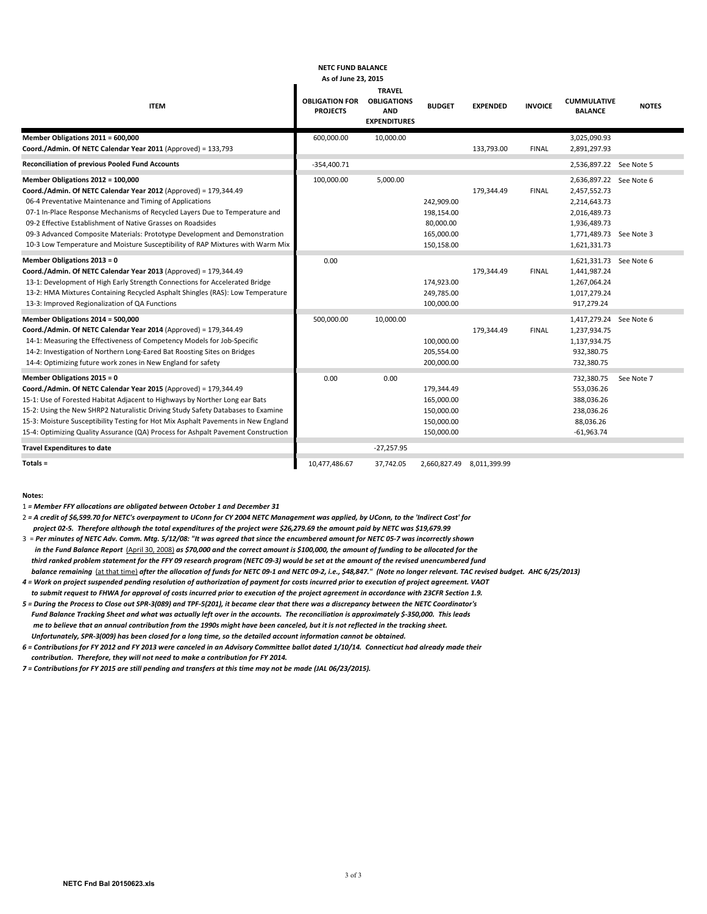**NETC FUND BALANCE**
**As of June 23, 2015**

| ITEM | OBLIGATION FOR PROJECTS | TRAVEL OBLIGATIONS AND EXPENDITURES | BUDGET | EXPENDED | INVOICE | CUMMULATIVE BALANCE | NOTES |
|---|---|---|---|---|---|---|---|
| **Member Obligations 2011 = 600,000** | 600,000.00 | 10,000.00 | | | | 3,025,090.93 | |
| **Coord./Admin. Of NETC Calendar Year 2011** (Approved) = 133,793 | | | | 133,793.00 | FINAL | 2,891,297.93 | |
| **Reconciliation of previous Pooled Fund Accounts** | -354,400.71 | | | | | 2,536,897.22 | See Note 5 |
| **Member Obligations 2012 = 100,000** | 100,000.00 | 5,000.00 | | | | 2,636,897.22 | See Note 6 |
| **Coord./Admin. Of NETC Calendar Year 2012** (Approved) = 179,344.49 | | | | 179,344.49 | FINAL | 2,457,552.73 | |
| 06-4 Preventative Maintenance and Timing of Applications | | | 242,909.00 | | | 2,214,643.73 | |
| 07-1 In-Place Response Mechanisms of Recycled Layers Due to Temperature and | | | 198,154.00 | | | 2,016,489.73 | |
| 09-2 Effective Establishment of Native Grasses on Roadsides | | | 80,000.00 | | | 1,936,489.73 | |
| 09-3 Advanced Composite Materials: Prototype Development and Demonstration | | | 165,000.00 | | | 1,771,489.73 | See Note 3 |
| 10-3 Low Temperature and Moisture Susceptibility of RAP Mixtures with Warm Mix | | | 150,158.00 | | | 1,621,331.73 | |
| **Member Obligations 2013 = 0** | 0.00 | | | | | 1,621,331.73 | See Note 6 |
| **Coord./Admin. Of NETC Calendar Year 2013** (Approved) = 179,344.49 | | | | 179,344.49 | FINAL | 1,441,987.24 | |
| 13-1: Development of High Early Strength Connections for Accelerated Bridge | | | 174,923.00 | | | 1,267,064.24 | |
| 13-2: HMA Mixtures Containing Recycled Asphalt Shingles (RAS): Low Temperature | | | 249,785.00 | | | 1,017,279.24 | |
| 13-3: Improved Regionalization of QA Functions | | | 100,000.00 | | | 917,279.24 | |
| **Member Obligations 2014 = 500,000** | 500,000.00 | 10,000.00 | | | | 1,417,279.24 | See Note 6 |
| **Coord./Admin. Of NETC Calendar Year 2014** (Approved) = 179,344.49 | | | | 179,344.49 | FINAL | 1,237,934.75 | |
| 14-1: Measuring the Effectiveness of Competency Models for Job-Specific | | | 100,000.00 | | | 1,137,934.75 | |
| 14-2: Investigation of Northern Long-Eared Bat Roosting Sites on Bridges | | | 205,554.00 | | | 932,380.75 | |
| 14-4: Optimizing future work zones in New England for safety | | | 200,000.00 | | | 732,380.75 | |
| **Member Obligations 2015 = 0** | 0.00 | 0.00 | | | | 732,380.75 | See Note 7 |
| **Coord./Admin. Of NETC Calendar Year 2015** (Approved) = 179,344.49 | | | 179,344.49 | | | 553,036.26 | |
| 15-1: Use of Forested Habitat Adjacent to Highways by Norther Long ear Bats | | | 165,000.00 | | | 388,036.26 | |
| 15-2: Using the New SHRP2 Naturalistic Driving Study Safety Databases to Examine | | | 150,000.00 | | | 238,036.26 | |
| 15-3: Moisture Susceptibility Testing for Hot Mix Asphalt Pavements in New England | | | 150,000.00 | | | 88,036.26 | |
| 15-4: Optimizing Quality Assurance (QA) Process for Ashpalt Pavement Construction | | | 150,000.00 | | | -61,963.74 | |
| **Travel Expenditures to date** | | -27,257.95 | | | | | |
| **Totals =** | 10,477,486.67 | 37,742.05 | 2,660,827.49 | 8,011,399.99 | | | |

**Notes:**

1 = ***Member FFY allocations are obligated between October 1 and December 31***

2 = ***A credit of $6,599.70 for NETC's overpayment to UConn for CY 2004 NETC Management was applied, by UConn, to the 'Indirect Cost' for project 02-5. Therefore although the total expenditures of the project were $26,279.69 the amount paid by NETC was $19,679.99***

3 = ***Per minutes of NETC Adv. Comm. Mtg. 5/12/08: "It was agreed that since the encumbered amount for NETC 05-7 was incorrectly shown in the Fund Balance Report*** (April 30, 2008) ***as $70,000 and the correct amount is $100,000, the amount of funding to be allocated for the third ranked problem statement for the FFY 09 research program (NETC 09-3) would be set at the amount of the revised unencumbered fund balance remaining*** (at that time) ***after the allocation of funds for NETC 09-1 and NETC 09-2, i.e., $48,847." (Note no longer relevant. TAC revised budget. AHC 6/25/2013)***

***4 = Work on project suspended pending resolution of authorization of payment for costs incurred prior to execution of project agreement. VAOT to submit request to FHWA for approval of costs incurred prior to execution of the project agreement in accordance with 23CFR Section 1.9.***

***5 = During the Process to Close out SPR-3(089) and TPF-5(201), it became clear that there was a discrepancy between the NETC Coordinator's Fund Balance Tracking Sheet and what was actually left over in the accounts. The reconciliation is approximately $-350,000. This leads me to believe that an annual contribution from the 1990s might have been canceled, but it is not reflected in the tracking sheet. Unfortunately, SPR-3(009) has been closed for a long time, so the detailed account information cannot be obtained.***

***6 = Contributions for FY 2012 and FY 2013 were canceled in an Advisory Committee ballot dated 1/10/14. Connecticut had already made their contribution. Therefore, they will not need to make a contribution for FY 2014.***

***7 = Contributions for FY 2015 are still pending and transfers at this time may not be made (JAL 06/23/2015).***

NETC Fnd Bal 20150623.xls